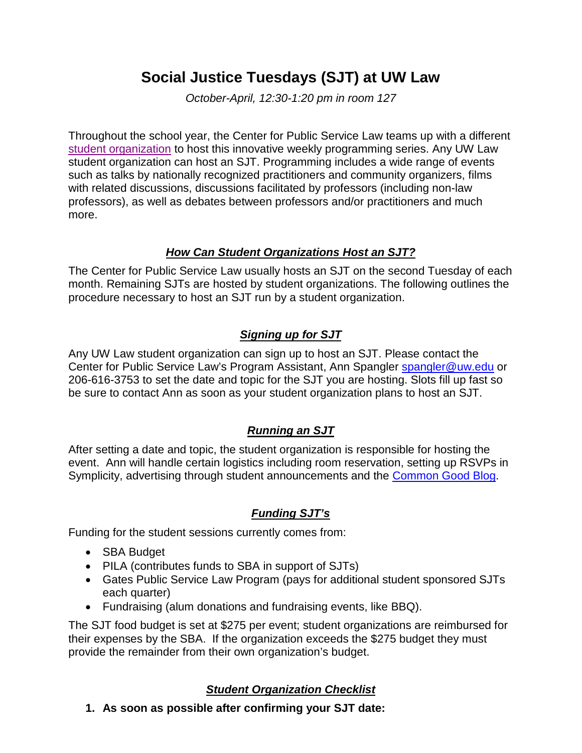# Social Justice Tuesdays (SJT) at UW Law

*October-April, 12:30-1:20 pm in room 127*

Throughout the school year, the Center for Public Service Law teams up with a different student organization to host this innovative weekly programming series. Any UW Law student organization can host an SJT. Programming includes a wide range of events such as talks by nationally recognized practitioners and community organizers, films with related discussions, discussions facilitated by professors (including non-law professors), as well as debates between professors and/or practitioners and much more.

## ***How Can Student Organizations Host an SJT?***

The Center for Public Service Law usually hosts an SJT on the second Tuesday of each month. Remaining SJTs are hosted by student organizations. The following outlines the procedure necessary to host an SJT run by a student organization.

## ***Signing up for SJT***

Any UW Law student organization can sign up to host an SJT. Please contact the Center for Public Service Law's Program Assistant, Ann Spangler spangler@uw.edu or 206-616-3753 to set the date and topic for the SJT you are hosting. Slots fill up fast so be sure to contact Ann as soon as your student organization plans to host an SJT.

## ***Running an SJT***

After setting a date and topic, the student organization is responsible for hosting the event. Ann will handle certain logistics including room reservation, setting up RSVPs in Symplicity, advertising through student announcements and the Common Good Blog.

## ***Funding SJT's***

Funding for the student sessions currently comes from:

- SBA Budget
- PILA (contributes funds to SBA in support of SJTs)
- Gates Public Service Law Program (pays for additional student sponsored SJTs each quarter)
- Fundraising (alum donations and fundraising events, like BBQ).

The SJT food budget is set at $275 per event; student organizations are reimbursed for their expenses by the SBA. If the organization exceeds the $275 budget they must provide the remainder from their own organization's budget.

## ***Student Organization Checklist***

1. **As soon as possible after confirming your SJT date:**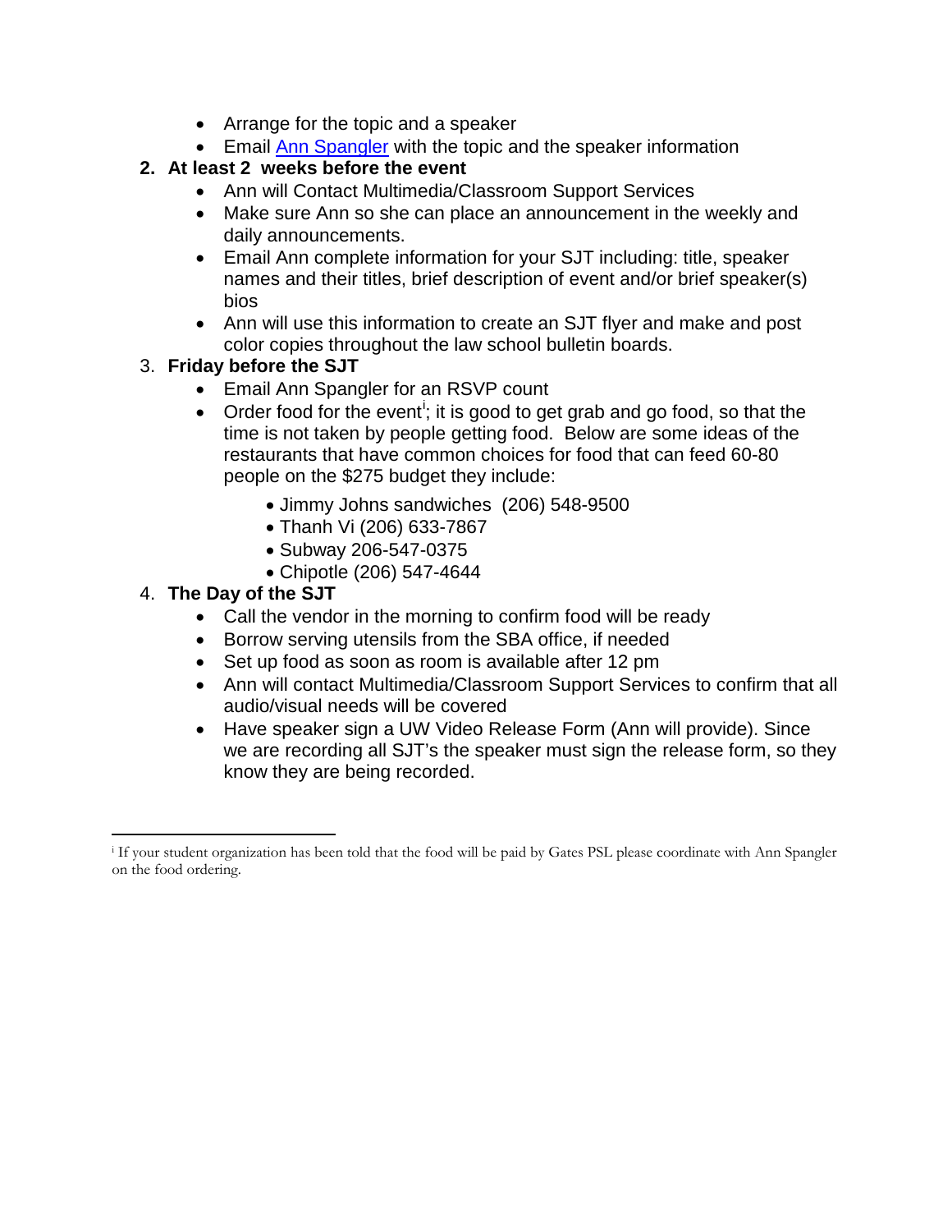- Arrange for the topic and a speaker
- Email [Ann Spangler] with the topic and the speaker information

2. **At least 2 weeks before the event**
   - Ann will Contact Multimedia/Classroom Support Services
   - Make sure Ann so she can place an announcement in the weekly and daily announcements.
   - Email Ann complete information for your SJT including: title, speaker names and their titles, brief description of event and/or brief speaker(s) bios
   - Ann will use this information to create an SJT flyer and make and post color copies throughout the law school bulletin boards.

3. **Friday before the SJT**
   - Email Ann Spangler for an RSVP count
   - Order food for the event[i]; it is good to get grab and go food, so that the time is not taken by people getting food. Below are some ideas of the restaurants that have common choices for food that can feed 60-80 people on the $275 budget they include:
     - Jimmy Johns sandwiches (206) 548-9500
     - Thanh Vi (206) 633-7867
     - Subway 206-547-0375
     - Chipotle (206) 547-4644

4. **The Day of the SJT**
   - Call the vendor in the morning to confirm food will be ready
   - Borrow serving utensils from the SBA office, if needed
   - Set up food as soon as room is available after 12 pm
   - Ann will contact Multimedia/Classroom Support Services to confirm that all audio/visual needs will be covered
   - Have speaker sign a UW Video Release Form (Ann will provide). Since we are recording all SJT's the speaker must sign the release form, so they know they are being recorded.

---

[i] If your student organization has been told that the food will be paid by Gates PSL please coordinate with Ann Spangler on the food ordering.